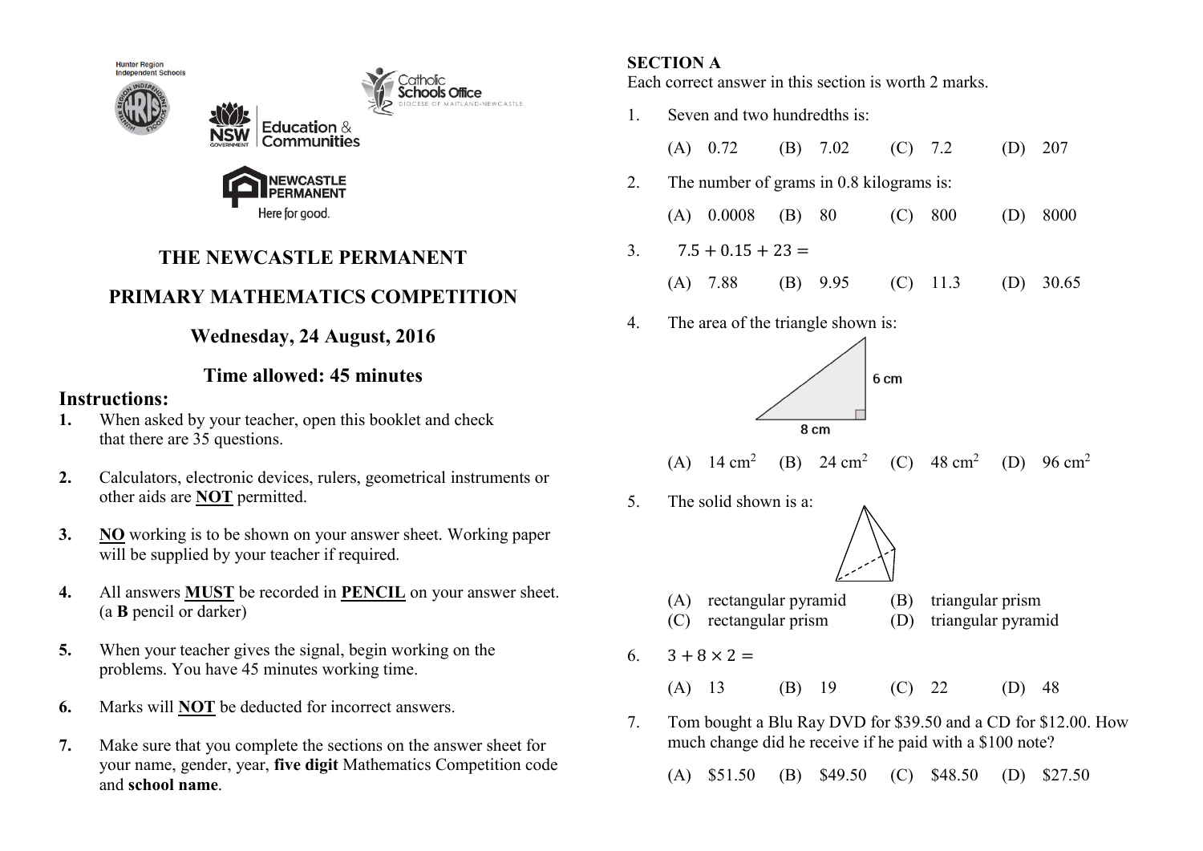Hunter Region Independent Schools

Catholic Schools Office — Diocese of Maitland-Newcastle

NSW Government Education & Communities

Newcastle Permanent — Here for good.

# THE NEWCASTLE PERMANENT

# PRIMARY MATHEMATICS COMPETITION

## Wednesday, 24 August, 2016

## Time allowed: 45 minutes

### Instructions:

1. When asked by your teacher, open this booklet and check that there are 35 questions.
2. Calculators, electronic devices, rulers, geometrical instruments or other aids are **NOT** permitted.
3. **NO** working is to be shown on your answer sheet. Working paper will be supplied by your teacher if required.
4. All answers **MUST** be recorded in **PENCIL** on your answer sheet. (a **B** pencil or darker)
5. When your teacher gives the signal, begin working on the problems. You have 45 minutes working time.
6. Marks will **NOT** be deducted for incorrect answers.
7. Make sure that you complete the sections on the answer sheet for your name, gender, year, **five digit** Mathematics Competition code and **school name**.

**SECTION A**

Each correct answer in this section is worth 2 marks.

1. Seven and two hundredths is:

   (A) 0.72 (B) 7.02 (C) 7.2 (D) 207

2. The number of grams in 0.8 kilograms is:

   (A) 0.0008 (B) 80 (C) 800 (D) 8000

3. $7.5 + 0.15 + 23 =$

   (A) 7.88 (B) 9.95 (C) 11.3 (D) 30.65

4. The area of the triangle shown is:

   6 cm

   8 cm

   (A) 14 cm$^2$ (B) 24 cm$^2$ (C) 48 cm$^2$ (D) 96 cm$^2$

5. The solid shown is a:

   (A) rectangular pyramid (B) triangular prism
   (C) rectangular prism (D) triangular pyramid

6. $3 + 8 \times 2 =$

   (A) 13 (B) 19 (C) 22 (D) 48

7. Tom bought a Blu Ray DVD for \$39.50 and a CD for \$12.00. How much change did he receive if he paid with a \$100 note?

   (A) \$51.50 (B) \$49.50 (C) \$48.50 (D) \$27.50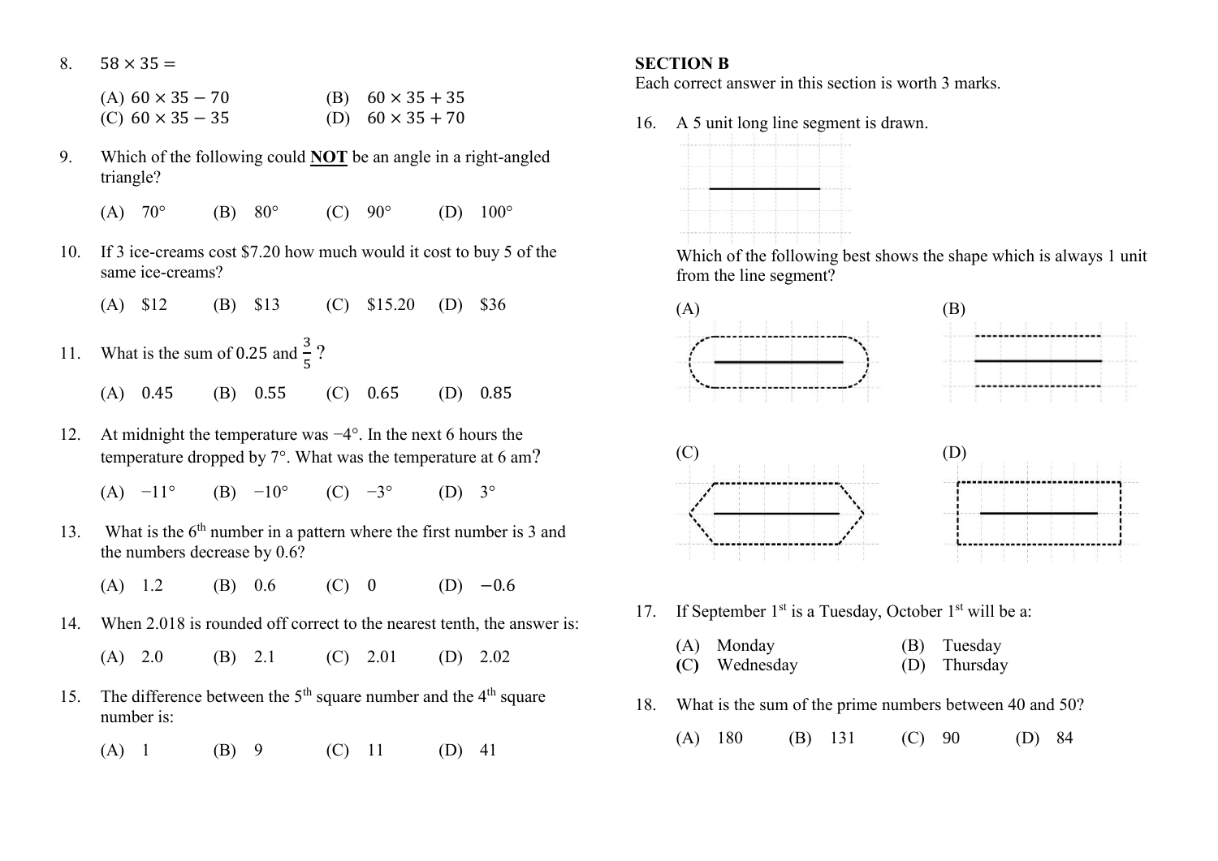8. $58 \times 35 =$

   (A) $60 \times 35 - 70$  (B) $60 \times 35 + 35$
   (C) $60 \times 35 - 35$  (D) $60 \times 35 + 70$

9. Which of the following could **NOT** be an angle in a right-angled triangle?

   (A) 70°  (B) 80°  (C) 90°  (D) 100°

10. If 3 ice-creams cost $7.20 how much would it cost to buy 5 of the same ice-creams?

    (A) $12  (B) $13  (C) $15.20  (D) $36

11. What is the sum of 0.25 and $\frac{3}{5}$?

    (A) 0.45  (B) 0.55  (C) 0.65  (D) 0.85

12. At midnight the temperature was −4°. In the next 6 hours the temperature dropped by 7°. What was the temperature at 6 am?

    (A) −11°  (B) −10°  (C) −3°  (D) 3°

13. What is the 6th number in a pattern where the first number is 3 and the numbers decrease by 0.6?

    (A) 1.2  (B) 0.6  (C) 0  (D) −0.6

14. When 2.018 is rounded off correct to the nearest tenth, the answer is:

    (A) 2.0  (B) 2.1  (C) 2.01  (D) 2.02

15. The difference between the 5th square number and the 4th square number is:

    (A) 1  (B) 9  (C) 11  (D) 41

## SECTION B

Each correct answer in this section is worth 3 marks.

16. A 5 unit long line segment is drawn.

    Which of the following best shows the shape which is always 1 unit from the line segment?

    (A)  (B)

    (C)  (D)

17. If September 1st is a Tuesday, October 1st will be a:

    (A) Monday  (B) Tuesday
    (C) Wednesday  (D) Thursday

18. What is the sum of the prime numbers between 40 and 50?

    (A) 180  (B) 131  (C) 90  (D) 84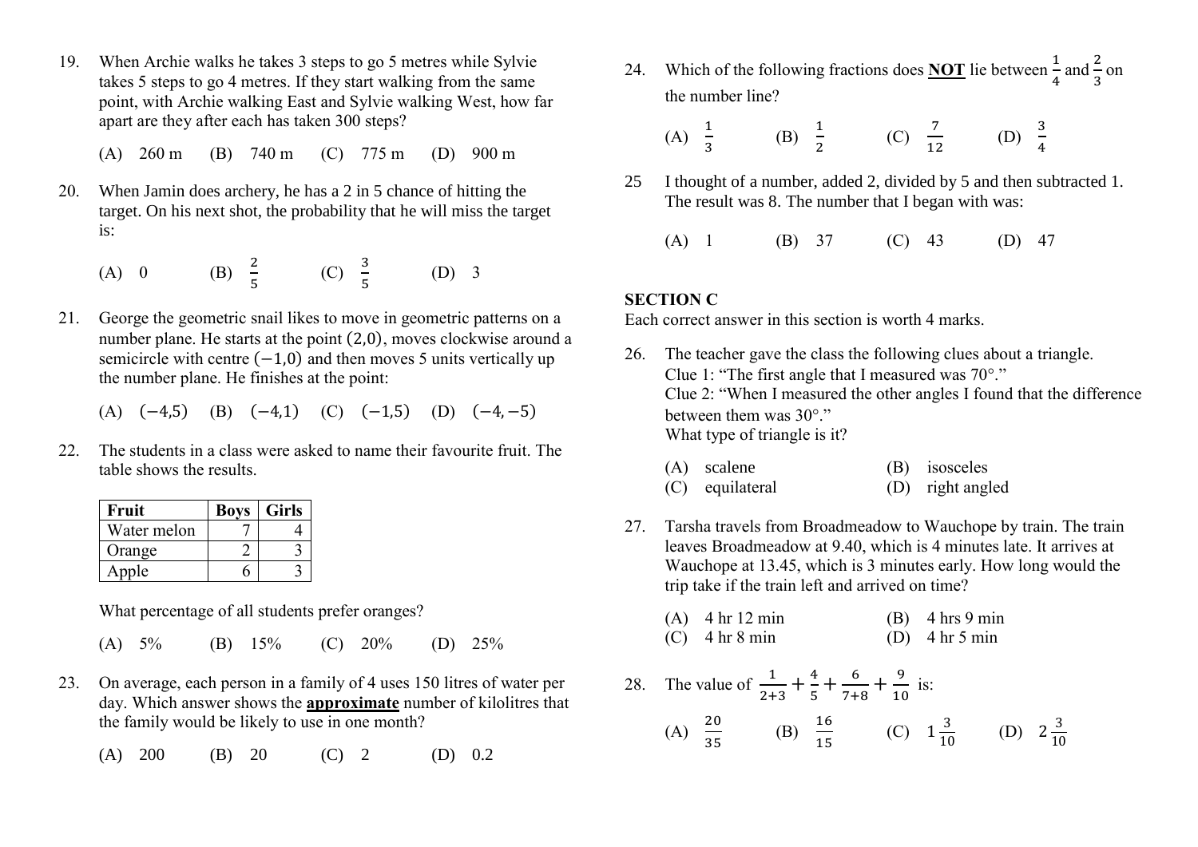19. When Archie walks he takes 3 steps to go 5 metres while Sylvie takes 5 steps to go 4 metres. If they start walking from the same point, with Archie walking East and Sylvie walking West, how far apart are they after each has taken 300 steps?

    (A) 260 m (B) 740 m (C) 775 m (D) 900 m

20. When Jamin does archery, he has a 2 in 5 chance of hitting the target. On his next shot, the probability that he will miss the target is:

    (A) 0 (B) $\frac{2}{5}$ (C) $\frac{3}{5}$ (D) 3

21. George the geometric snail likes to move in geometric patterns on a number plane. He starts at the point $(2,0)$, moves clockwise around a semicircle with centre $(-1,0)$ and then moves 5 units vertically up the number plane. He finishes at the point:

    (A) $(-4,5)$ (B) $(-4,1)$ (C) $(-1,5)$ (D) $(-4,-5)$

22. The students in a class were asked to name their favourite fruit. The table shows the results.

| Fruit | Boys | Girls |
|---|---|---|
| Water melon | 7 | 4 |
| Orange | 2 | 3 |
| Apple | 6 | 3 |

    What percentage of all students prefer oranges?

    (A) 5% (B) 15% (C) 20% (D) 25%

23. On average, each person in a family of 4 uses 150 litres of water per day. Which answer shows the **<u>approximate</u>** number of kilolitres that the family would be likely to use in one month?

    (A) 200 (B) 20 (C) 2 (D) 0.2

24. Which of the following fractions does **<u>NOT</u>** lie between $\frac{1}{4}$ and $\frac{2}{3}$ on the number line?

    (A) $\frac{1}{3}$ (B) $\frac{1}{2}$ (C) $\frac{7}{12}$ (D) $\frac{3}{4}$

25. I thought of a number, added 2, divided by 5 and then subtracted 1. The result was 8. The number that I began with was:

    (A) 1 (B) 37 (C) 43 (D) 47

## SECTION C

Each correct answer in this section is worth 4 marks.

26. The teacher gave the class the following clues about a triangle.
    Clue 1: "The first angle that I measured was 70°."
    Clue 2: "When I measured the other angles I found that the difference between them was 30°."
    What type of triangle is it?

    (A) scalene (B) isosceles
    (C) equilateral (D) right angled

27. Tarsha travels from Broadmeadow to Wauchope by train. The train leaves Broadmeadow at 9.40, which is 4 minutes late. It arrives at Wauchope at 13.45, which is 3 minutes early. How long would the trip take if the train left and arrived on time?

    (A) 4 hr 12 min (B) 4 hrs 9 min
    (C) 4 hr 8 min (D) 4 hr 5 min

28. The value of $\frac{1}{2+3}+\frac{4}{5}+\frac{6}{7+8}+\frac{9}{10}$ is:

    (A) $\frac{20}{35}$ (B) $\frac{16}{15}$ (C) $1\frac{3}{10}$ (D) $2\frac{3}{10}$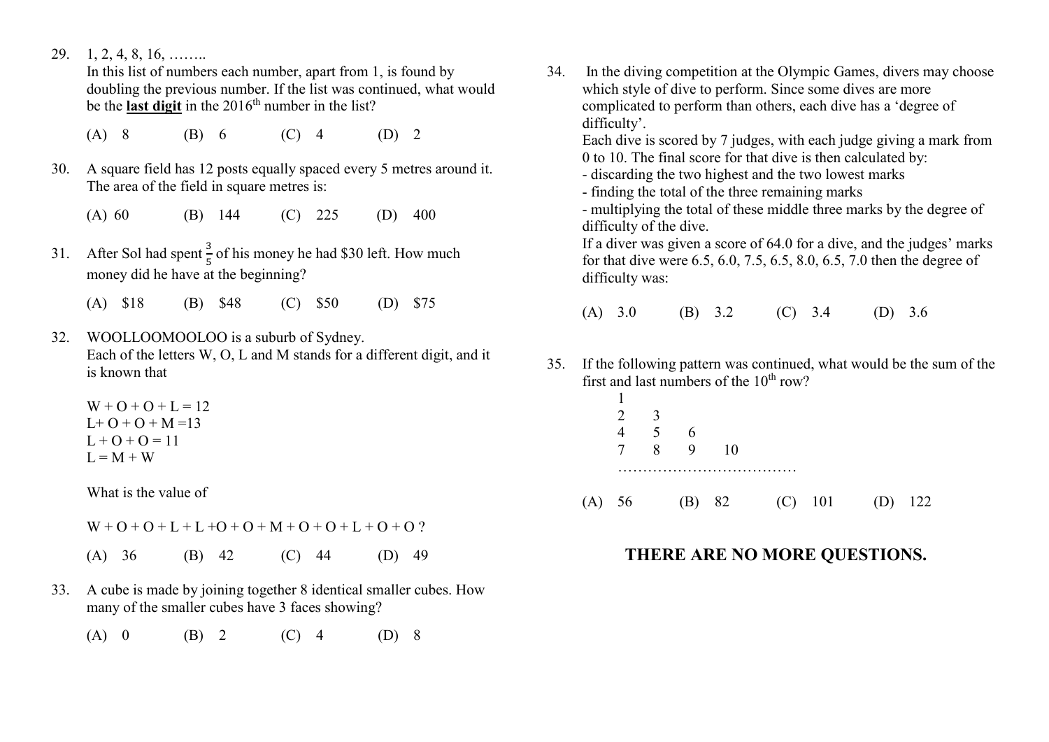29. 1, 2, 4, 8, 16, ……..
    In this list of numbers each number, apart from 1, is found by doubling the previous number. If the list was continued, what would be the **last digit** in the 2016th number in the list?

    (A) 8 (B) 6 (C) 4 (D) 2

30. A square field has 12 posts equally spaced every 5 metres around it. The area of the field in square metres is:

    (A) 60 (B) 144 (C) 225 (D) 400

31. After Sol had spent $\frac{3}{5}$ of his money he had $30 left. How much money did he have at the beginning?

    (A) $18 (B) $48 (C) $50 (D) $75

32. WOOLLOOMOOLOO is a suburb of Sydney.
    Each of the letters W, O, L and M stands for a different digit, and it is known that

    $W + O + O + L = 12$
    $L + O + O + M = 13$
    $L + O + O = 11$
    $L = M + W$

    What is the value of

    $W + O + O + L + L + O + O + M + O + O + L + O + O$ ?

    (A) 36 (B) 42 (C) 44 (D) 49

33. A cube is made by joining together 8 identical smaller cubes. How many of the smaller cubes have 3 faces showing?

    (A) 0 (B) 2 (C) 4 (D) 8

34. In the diving competition at the Olympic Games, divers may choose which style of dive to perform. Since some dives are more complicated to perform than others, each dive has a 'degree of difficulty'.
    Each dive is scored by 7 judges, with each judge giving a mark from 0 to 10. The final score for that dive is then calculated by:
    - discarding the two highest and the two lowest marks
    - finding the total of the three remaining marks
    - multiplying the total of these middle three marks by the degree of difficulty of the dive.

    If a diver was given a score of 64.0 for a dive, and the judges' marks for that dive were 6.5, 6.0, 7.5, 6.5, 8.0, 6.5, 7.0 then the degree of difficulty was:

    (A) 3.0 (B) 3.2 (C) 3.4 (D) 3.6

35. If the following pattern was continued, what would be the sum of the first and last numbers of the 10th row?

    1
    2 3
    4 5 6
    7 8 9 10
    ………………………………

    (A) 56 (B) 82 (C) 101 (D) 122

**THERE ARE NO MORE QUESTIONS.**